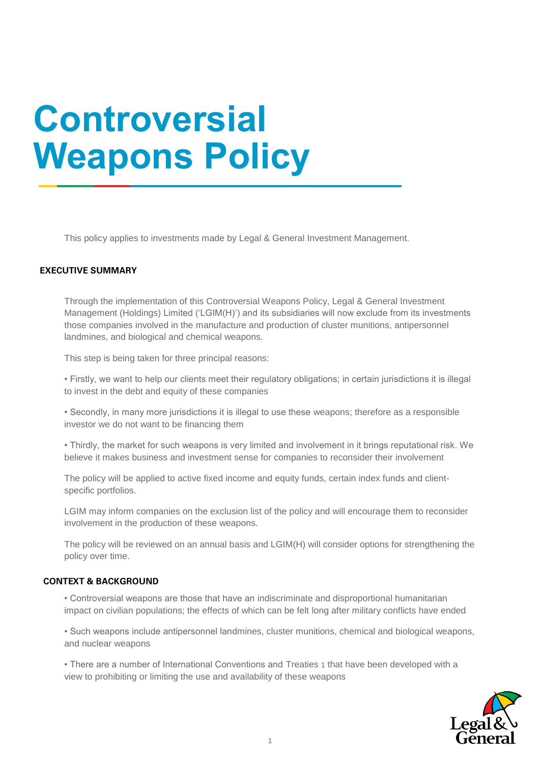# Controversial Weapons Policy

This policy applies to investments made by Legal & General Investment Management.

## EXECUTIVE SUMMARY

Through the implementation of this Controversial Weapons Policy, Legal & General Investment Management (Holdings) Limited ('LGIM(H)') and its subsidiaries will now exclude from its investments those companies involved in the manufacture and production of cluster munitions, antipersonnel landmines, and biological and chemical weapons.

This step is being taken for three principal reasons:

• Firstly, we want to help our clients meet their regulatory obligations; in certain jurisdictions it is illegal to invest in the debt and equity of these companies

• Secondly, in many more jurisdictions it is illegal to use these weapons; therefore as a responsible investor we do not want to be financing them

• Thirdly, the market for such weapons is very limited and involvement in it brings reputational risk. We believe it makes business and investment sense for companies to reconsider their involvement

The policy will be applied to active fixed income and equity funds, certain index funds and client-specific portfolios.

LGIM may inform companies on the exclusion list of the policy and will encourage them to reconsider involvement in the production of these weapons.

The policy will be reviewed on an annual basis and LGIM(H) will consider options for strengthening the policy over time.

## CONTEXT & BACKGROUND

• Controversial weapons are those that have an indiscriminate and disproportional humanitarian impact on civilian populations; the effects of which can be felt long after military conflicts have ended

• Such weapons include antipersonnel landmines, cluster munitions, chemical and biological weapons, and nuclear weapons

• There are a number of International Conventions and Treaties [1] that have been developed with a view to prohibiting or limiting the use and availability of these weapons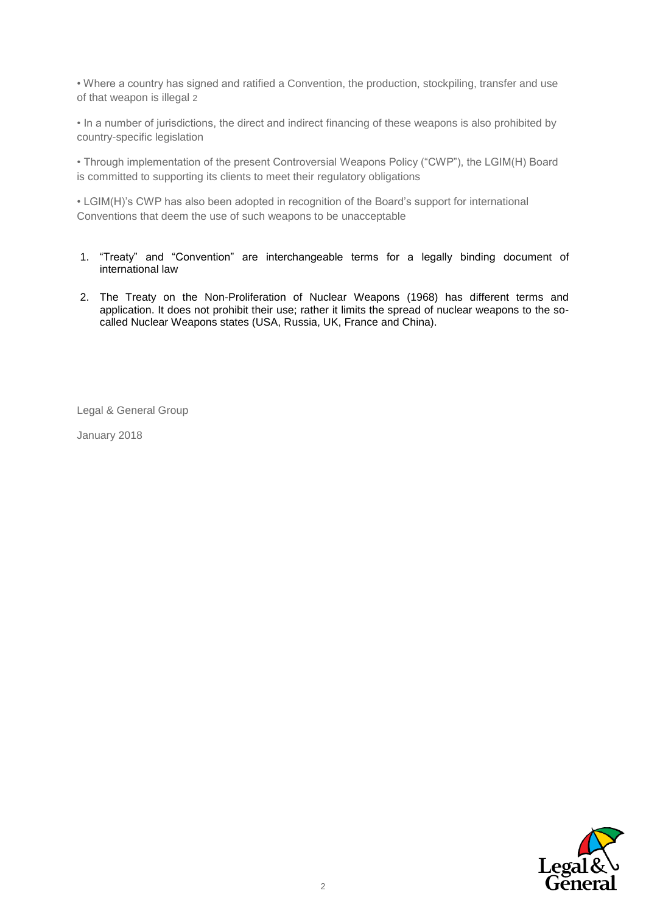- Where a country has signed and ratified a Convention, the production, stockpiling, transfer and use of that weapon is illegal [2]

- In a number of jurisdictions, the direct and indirect financing of these weapons is also prohibited by country-specific legislation

- Through implementation of the present Controversial Weapons Policy ("CWP"), the LGIM(H) Board is committed to supporting its clients to meet their regulatory obligations

- LGIM(H)'s CWP has also been adopted in recognition of the Board's support for international Conventions that deem the use of such weapons to be unacceptable

1. "Treaty" and "Convention" are interchangeable terms for a legally binding document of international law

2. The Treaty on the Non-Proliferation of Nuclear Weapons (1968) has different terms and application. It does not prohibit their use; rather it limits the spread of nuclear weapons to the so-called Nuclear Weapons states (USA, Russia, UK, France and China).

Legal & General Group

January 2018